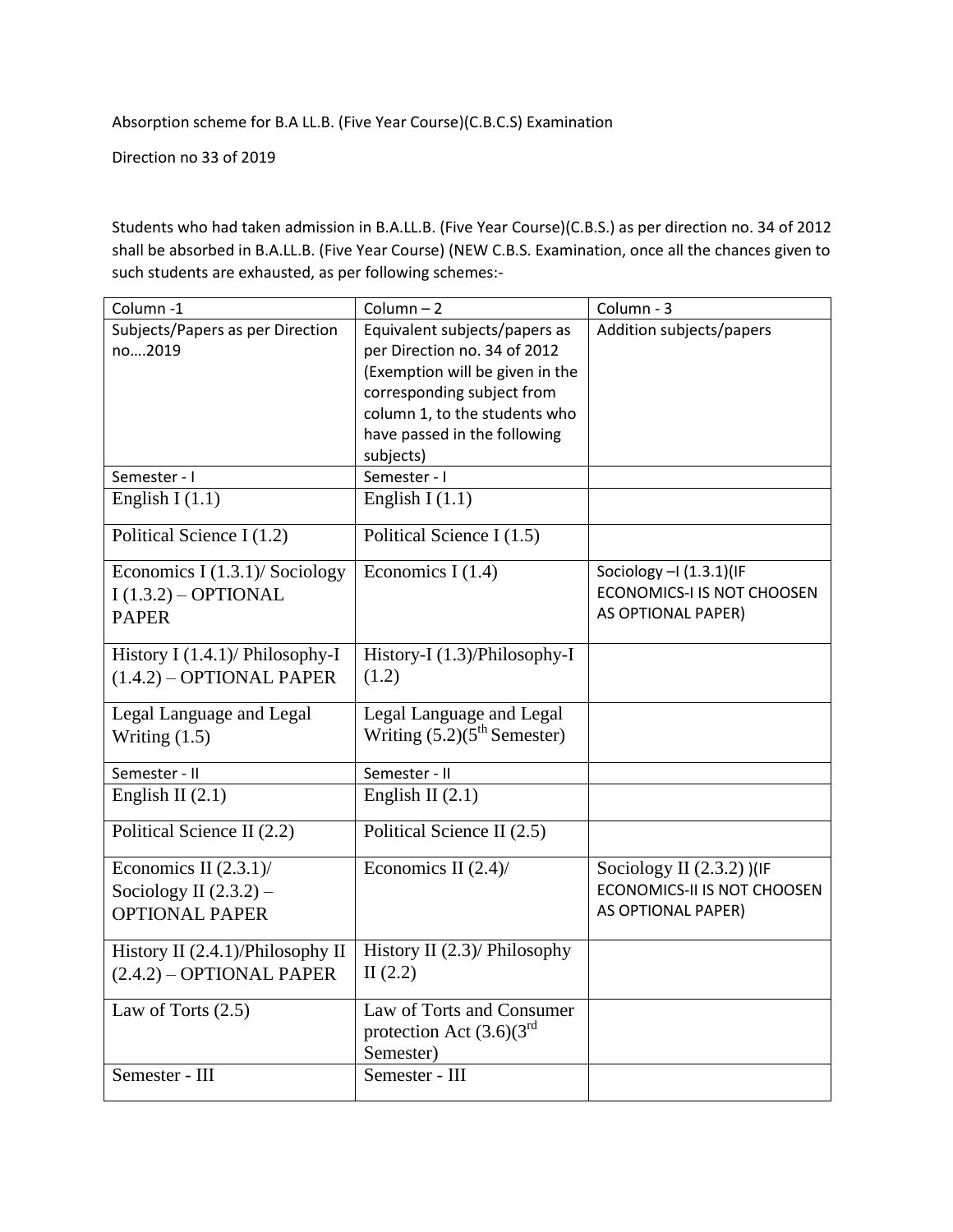Absorption scheme for B.A LL.B. (Five Year Course)(C.B.C.S) Examination

Direction no 33 of 2019

Students who had taken admission in B.A.LL.B. (Five Year Course)(C.B.S.) as per direction no. 34 of 2012 shall be absorbed in B.A.LL.B. (Five Year Course) (NEW C.B.S. Examination, once all the chances given to such students are exhausted, as per following schemes:-

| Column -1 | Column – 2 | Column - 3 |
|---|---|---|
| Subjects/Papers as per Direction no….2019 | Equivalent subjects/papers as per Direction no. 34 of 2012 (Exemption will be given in the corresponding subject from column 1, to the students who have passed in the following subjects) | Addition subjects/papers |
| Semester - I | Semester - I | |
| English I (1.1) | English I (1.1) | |
| Political Science I (1.2) | Political Science I (1.5) | |
| Economics I (1.3.1)/ Sociology I (1.3.2) – OPTIONAL PAPER | Economics I (1.4) | Sociology –I (1.3.1)(IF ECONOMICS-I IS NOT CHOOSEN AS OPTIONAL PAPER) |
| History I (1.4.1)/ Philosophy-I (1.4.2) – OPTIONAL PAPER | History-I (1.3)/Philosophy-I (1.2) | |
| Legal Language and Legal Writing (1.5) | Legal Language and Legal Writing (5.2)(5th Semester) | |
| Semester - II | Semester - II | |
| English II (2.1) | English II (2.1) | |
| Political Science II (2.2) | Political Science II (2.5) | |
| Economics II (2.3.1)/ Sociology II (2.3.2) – OPTIONAL PAPER | Economics II (2.4)/ | Sociology II (2.3.2) )(IF ECONOMICS-II IS NOT CHOOSEN AS OPTIONAL PAPER) |
| History II (2.4.1)/Philosophy II (2.4.2) – OPTIONAL PAPER | History II (2.3)/ Philosophy II (2.2) | |
| Law of Torts (2.5) | Law of Torts and Consumer protection Act (3.6)(3rd Semester) | |
| Semester - III | Semester - III | |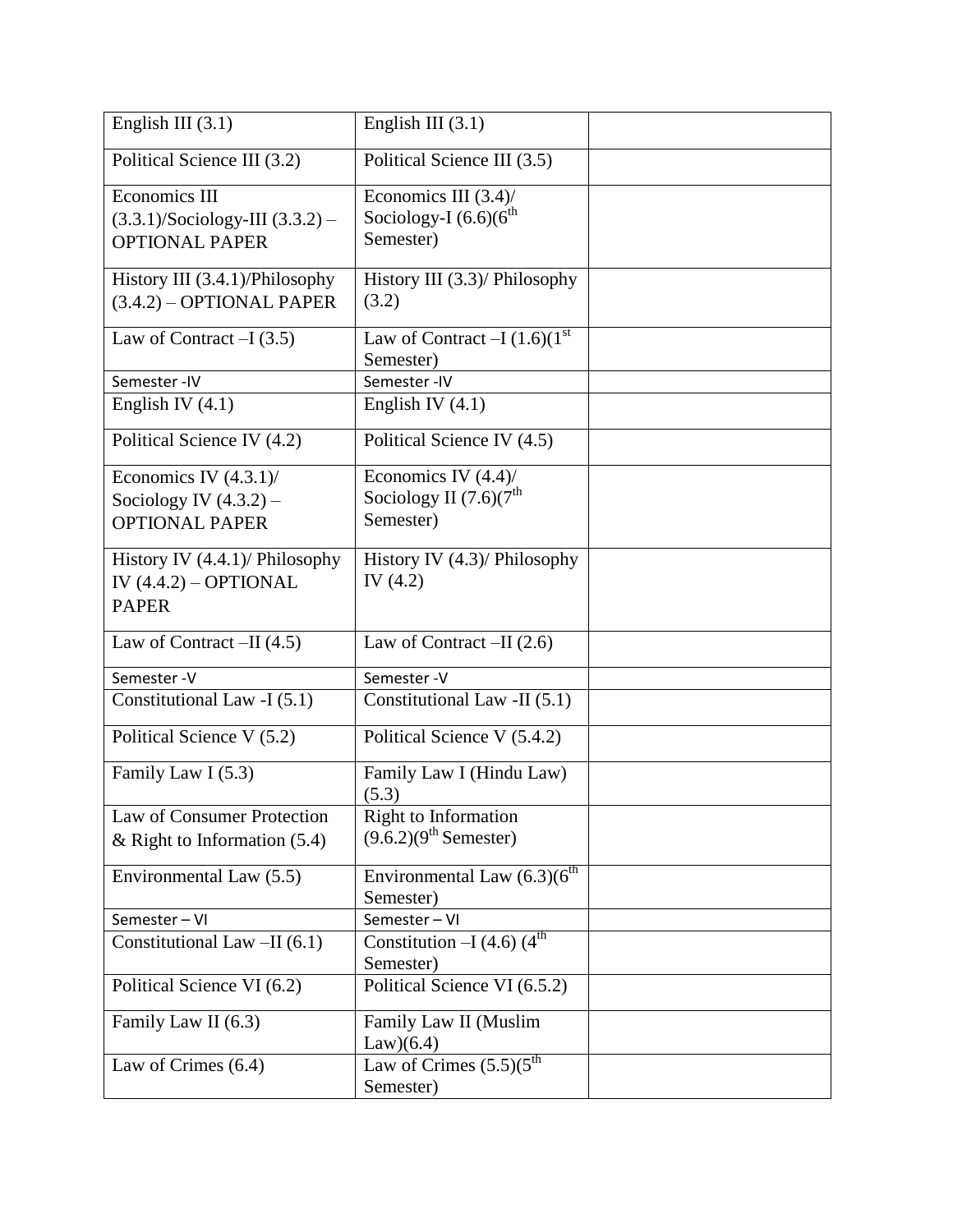| English III (3.1) | English III (3.1) | |
|---|---|---|
| Political Science III (3.2) | Political Science III (3.5) | |
| Economics III (3.3.1)/Sociology-III (3.3.2) – OPTIONAL PAPER | Economics III (3.4)/ Sociology-I (6.6)(6th Semester) | |
| History III (3.4.1)/Philosophy (3.4.2) – OPTIONAL PAPER | History III (3.3)/ Philosophy (3.2) | |
| Law of Contract –I (3.5) | Law of Contract –I (1.6)(1st Semester) | |
| Semester -IV | Semester -IV | |
| English IV (4.1) | English IV (4.1) | |
| Political Science IV (4.2) | Political Science IV (4.5) | |
| Economics IV (4.3.1)/ Sociology IV (4.3.2) – OPTIONAL PAPER | Economics IV (4.4)/ Sociology II (7.6)(7th Semester) | |
| History IV (4.4.1)/ Philosophy IV (4.4.2) – OPTIONAL PAPER | History IV (4.3)/ Philosophy IV (4.2) | |
| Law of Contract –II (4.5) | Law of Contract –II (2.6) | |
| Semester -V | Semester -V | |
| Constitutional Law -I (5.1) | Constitutional Law -II (5.1) | |
| Political Science V (5.2) | Political Science V (5.4.2) | |
| Family Law I (5.3) | Family Law I (Hindu Law) (5.3) | |
| Law of Consumer Protection & Right to Information (5.4) | Right to Information (9.6.2)(9th Semester) | |
| Environmental Law (5.5) | Environmental Law (6.3)(6th Semester) | |
| Semester – VI | Semester – VI | |
| Constitutional Law –II (6.1) | Constitution –I (4.6) (4th Semester) | |
| Political Science VI (6.2) | Political Science VI (6.5.2) | |
| Family Law II (6.3) | Family Law II (Muslim Law)(6.4) | |
| Law of Crimes (6.4) | Law of Crimes (5.5)(5th Semester) | |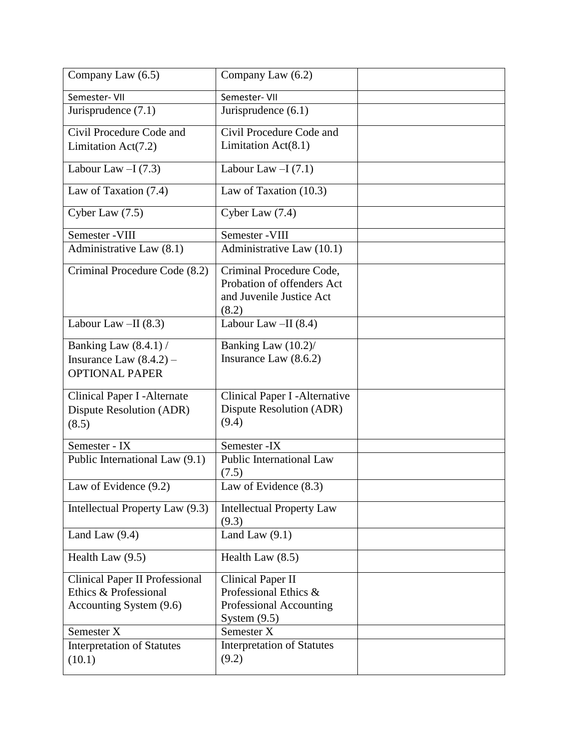| Company Law (6.5) | Company Law (6.2) | |
|---|---|---|
| Semester- VII | Semester- VII | |
| Jurisprudence (7.1) | Jurisprudence (6.1) | |
| Civil Procedure Code and Limitation Act(7.2) | Civil Procedure Code and Limitation Act(8.1) | |
| Labour Law –I (7.3) | Labour Law –I (7.1) | |
| Law of Taxation (7.4) | Law of Taxation (10.3) | |
| Cyber Law (7.5) | Cyber Law (7.4) | |
| Semester -VIII | Semester -VIII | |
| Administrative Law (8.1) | Administrative Law (10.1) | |
| Criminal Procedure Code (8.2) | Criminal Procedure Code, Probation of offenders Act and Juvenile Justice Act (8.2) | |
| Labour Law –II (8.3) | Labour Law –II (8.4) | |
| Banking Law (8.4.1) / Insurance Law (8.4.2) – OPTIONAL PAPER | Banking Law (10.2)/ Insurance Law (8.6.2) | |
| Clinical Paper I -Alternate Dispute Resolution (ADR) (8.5) | Clinical Paper I -Alternative Dispute Resolution (ADR) (9.4) | |
| Semester - IX | Semester -IX | |
| Public International Law (9.1) | Public International Law (7.5) | |
| Law of Evidence (9.2) | Law of Evidence (8.3) | |
| Intellectual Property Law (9.3) | Intellectual Property Law (9.3) | |
| Land Law (9.4) | Land Law (9.1) | |
| Health Law (9.5) | Health Law (8.5) | |
| Clinical Paper II Professional Ethics & Professional Accounting System (9.6) | Clinical Paper II Professional Ethics & Professional Accounting System (9.5) | |
| Semester X | Semester X | |
| Interpretation of Statutes (10.1) | Interpretation of Statutes (9.2) | |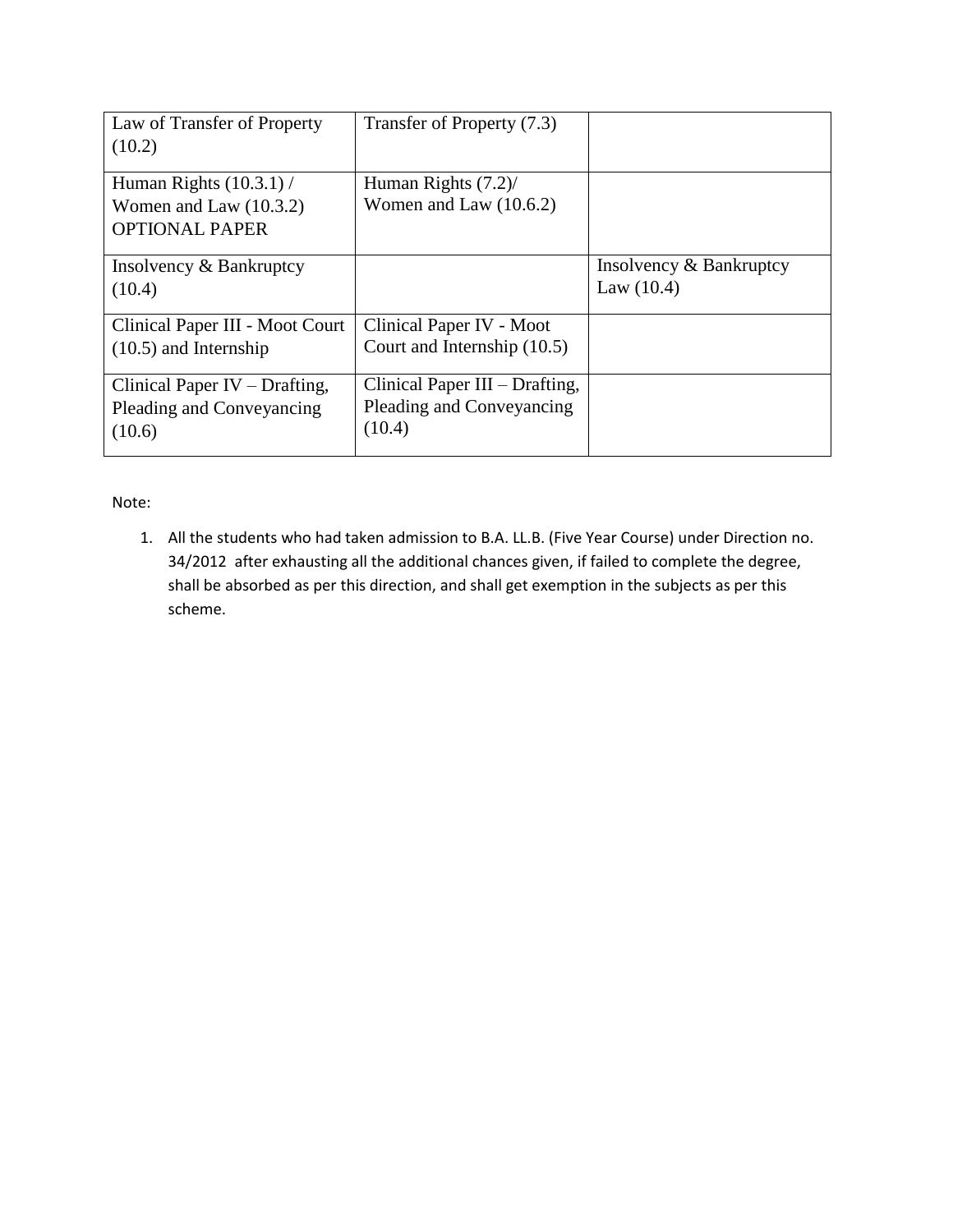| | | |
|---|---|---|
| Law of Transfer of Property (10.2) | Transfer of Property (7.3) | |
| Human Rights (10.3.1) / Women and Law (10.3.2) OPTIONAL PAPER | Human Rights (7.2)/ Women and Law (10.6.2) | |
| Insolvency & Bankruptcy (10.4) | | Insolvency & Bankruptcy Law (10.4) |
| Clinical Paper III - Moot Court (10.5) and Internship | Clinical Paper IV - Moot Court and Internship (10.5) | |
| Clinical Paper IV – Drafting, Pleading and Conveyancing (10.6) | Clinical Paper III – Drafting, Pleading and Conveyancing (10.4) | |

Note:

1. All the students who had taken admission to B.A. LL.B. (Five Year Course) under Direction no. 34/2012 after exhausting all the additional chances given, if failed to complete the degree, shall be absorbed as per this direction, and shall get exemption in the subjects as per this scheme.